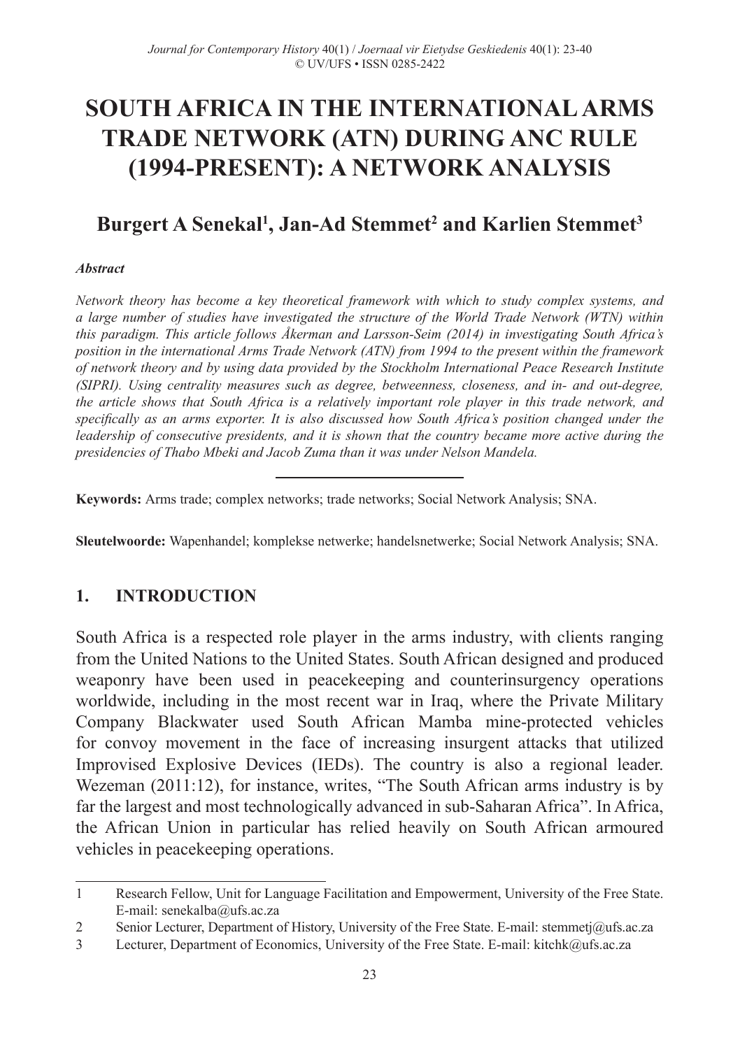# SOUTH AFRICA IN THE INTERNATIONAL ARMS TRADE NETWORK (ATN) DURING ANC RULE (1994-PRESENT): A NETWORK ANALYSIS

## Burgert A Senekal[1], Jan-Ad Stemmet[2] and Karlien Stemmet[3]

***Abstract***

*Network theory has become a key theoretical framework with which to study complex systems, and a large number of studies have investigated the structure of the World Trade Network (WTN) within this paradigm. This article follows Åkerman and Larsson-Seim (2014) in investigating South Africa's position in the international Arms Trade Network (ATN) from 1994 to the present within the framework of network theory and by using data provided by the Stockholm International Peace Research Institute (SIPRI). Using centrality measures such as degree, betweenness, closeness, and in- and out-degree, the article shows that South Africa is a relatively important role player in this trade network, and specifically as an arms exporter. It is also discussed how South Africa's position changed under the leadership of consecutive presidents, and it is shown that the country became more active during the presidencies of Thabo Mbeki and Jacob Zuma than it was under Nelson Mandela.*

**Keywords:** Arms trade; complex networks; trade networks; Social Network Analysis; SNA.

**Sleutelwoorde:** Wapenhandel; komplekse netwerke; handelsnetwerke; Social Network Analysis; SNA.

## 1. INTRODUCTION

South Africa is a respected role player in the arms industry, with clients ranging from the United Nations to the United States. South African designed and produced weaponry have been used in peacekeeping and counterinsurgency operations worldwide, including in the most recent war in Iraq, where the Private Military Company Blackwater used South African Mamba mine-protected vehicles for convoy movement in the face of increasing insurgent attacks that utilized Improvised Explosive Devices (IEDs). The country is also a regional leader. Wezeman (2011:12), for instance, writes, "The South African arms industry is by far the largest and most technologically advanced in sub-Saharan Africa". In Africa, the African Union in particular has relied heavily on South African armoured vehicles in peacekeeping operations.

---

1 Research Fellow, Unit for Language Facilitation and Empowerment, University of the Free State. E-mail: senekalba@ufs.ac.za

2 Senior Lecturer, Department of History, University of the Free State. E-mail: stemmetj@ufs.ac.za

3 Lecturer, Department of Economics, University of the Free State. E-mail: kitchk@ufs.ac.za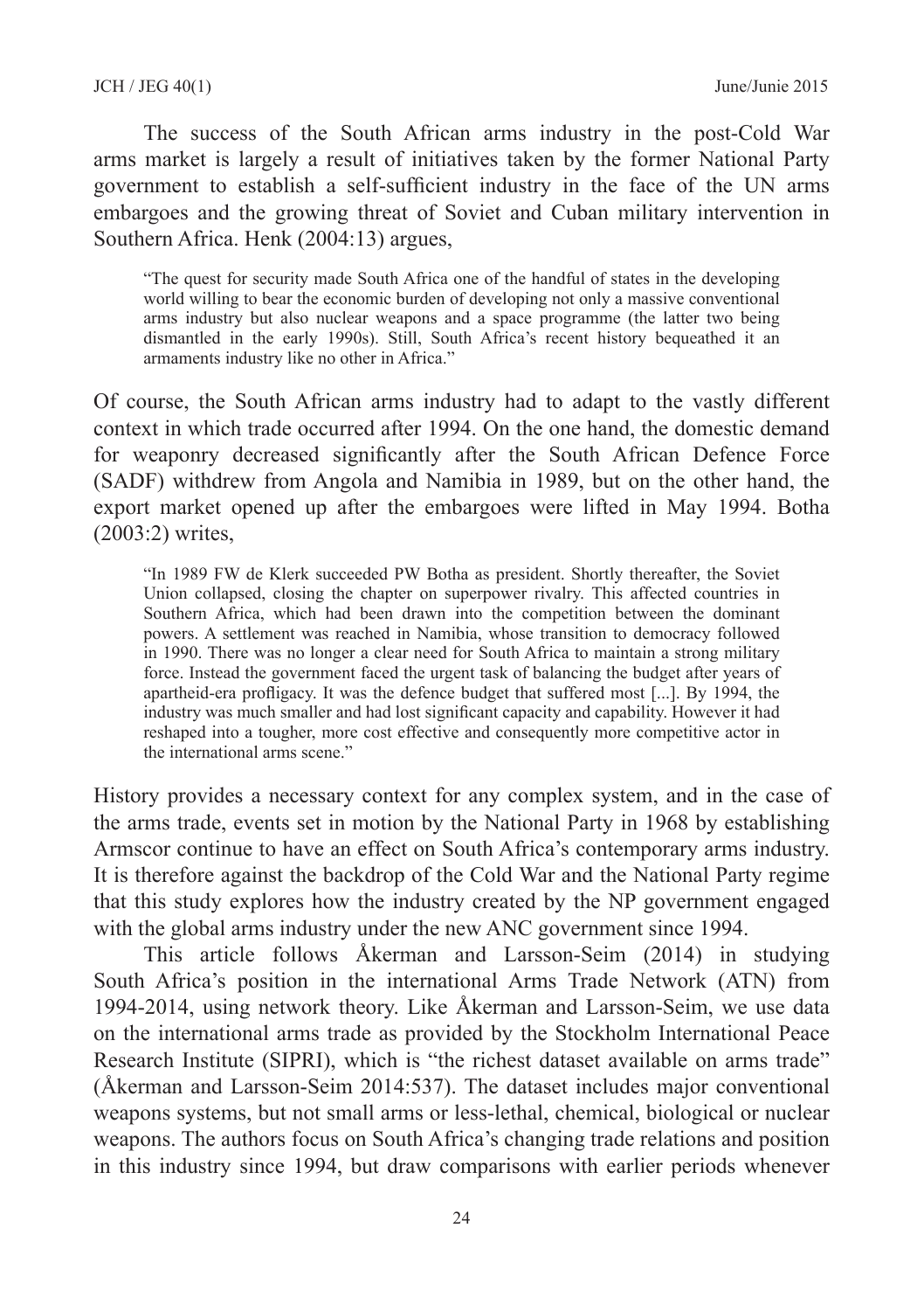The success of the South African arms industry in the post-Cold War arms market is largely a result of initiatives taken by the former National Party government to establish a self-sufficient industry in the face of the UN arms embargoes and the growing threat of Soviet and Cuban military intervention in Southern Africa. Henk (2004:13) argues,

> "The quest for security made South Africa one of the handful of states in the developing world willing to bear the economic burden of developing not only a massive conventional arms industry but also nuclear weapons and a space programme (the latter two being dismantled in the early 1990s). Still, South Africa's recent history bequeathed it an armaments industry like no other in Africa."

Of course, the South African arms industry had to adapt to the vastly different context in which trade occurred after 1994. On the one hand, the domestic demand for weaponry decreased significantly after the South African Defence Force (SADF) withdrew from Angola and Namibia in 1989, but on the other hand, the export market opened up after the embargoes were lifted in May 1994. Botha (2003:2) writes,

> "In 1989 FW de Klerk succeeded PW Botha as president. Shortly thereafter, the Soviet Union collapsed, closing the chapter on superpower rivalry. This affected countries in Southern Africa, which had been drawn into the competition between the dominant powers. A settlement was reached in Namibia, whose transition to democracy followed in 1990. There was no longer a clear need for South Africa to maintain a strong military force. Instead the government faced the urgent task of balancing the budget after years of apartheid-era profligacy. It was the defence budget that suffered most [...]. By 1994, the industry was much smaller and had lost significant capacity and capability. However it had reshaped into a tougher, more cost effective and consequently more competitive actor in the international arms scene."

History provides a necessary context for any complex system, and in the case of the arms trade, events set in motion by the National Party in 1968 by establishing Armscor continue to have an effect on South Africa's contemporary arms industry. It is therefore against the backdrop of the Cold War and the National Party regime that this study explores how the industry created by the NP government engaged with the global arms industry under the new ANC government since 1994.

This article follows Åkerman and Larsson-Seim (2014) in studying South Africa's position in the international Arms Trade Network (ATN) from 1994-2014, using network theory. Like Åkerman and Larsson-Seim, we use data on the international arms trade as provided by the Stockholm International Peace Research Institute (SIPRI), which is "the richest dataset available on arms trade" (Åkerman and Larsson-Seim 2014:537). The dataset includes major conventional weapons systems, but not small arms or less-lethal, chemical, biological or nuclear weapons. The authors focus on South Africa's changing trade relations and position in this industry since 1994, but draw comparisons with earlier periods whenever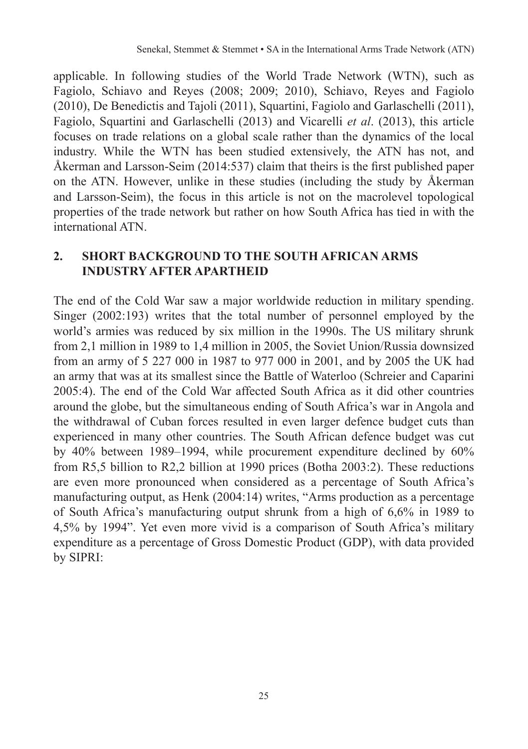applicable. In following studies of the World Trade Network (WTN), such as Fagiolo, Schiavo and Reyes (2008; 2009; 2010), Schiavo, Reyes and Fagiolo (2010), De Benedictis and Tajoli (2011), Squartini, Fagiolo and Garlaschelli (2011), Fagiolo, Squartini and Garlaschelli (2013) and Vicarelli *et al*. (2013), this article focuses on trade relations on a global scale rather than the dynamics of the local industry. While the WTN has been studied extensively, the ATN has not, and Åkerman and Larsson-Seim (2014:537) claim that theirs is the first published paper on the ATN. However, unlike in these studies (including the study by Åkerman and Larsson-Seim), the focus in this article is not on the macrolevel topological properties of the trade network but rather on how South Africa has tied in with the international ATN.

## 2. SHORT BACKGROUND TO THE SOUTH AFRICAN ARMS INDUSTRY AFTER APARTHEID

The end of the Cold War saw a major worldwide reduction in military spending. Singer (2002:193) writes that the total number of personnel employed by the world's armies was reduced by six million in the 1990s. The US military shrunk from 2,1 million in 1989 to 1,4 million in 2005, the Soviet Union/Russia downsized from an army of 5 227 000 in 1987 to 977 000 in 2001, and by 2005 the UK had an army that was at its smallest since the Battle of Waterloo (Schreier and Caparini 2005:4). The end of the Cold War affected South Africa as it did other countries around the globe, but the simultaneous ending of South Africa's war in Angola and the withdrawal of Cuban forces resulted in even larger defence budget cuts than experienced in many other countries. The South African defence budget was cut by 40% between 1989–1994, while procurement expenditure declined by 60% from R5,5 billion to R2,2 billion at 1990 prices (Botha 2003:2). These reductions are even more pronounced when considered as a percentage of South Africa's manufacturing output, as Henk (2004:14) writes, "Arms production as a percentage of South Africa's manufacturing output shrunk from a high of 6,6% in 1989 to 4,5% by 1994". Yet even more vivid is a comparison of South Africa's military expenditure as a percentage of Gross Domestic Product (GDP), with data provided by SIPRI: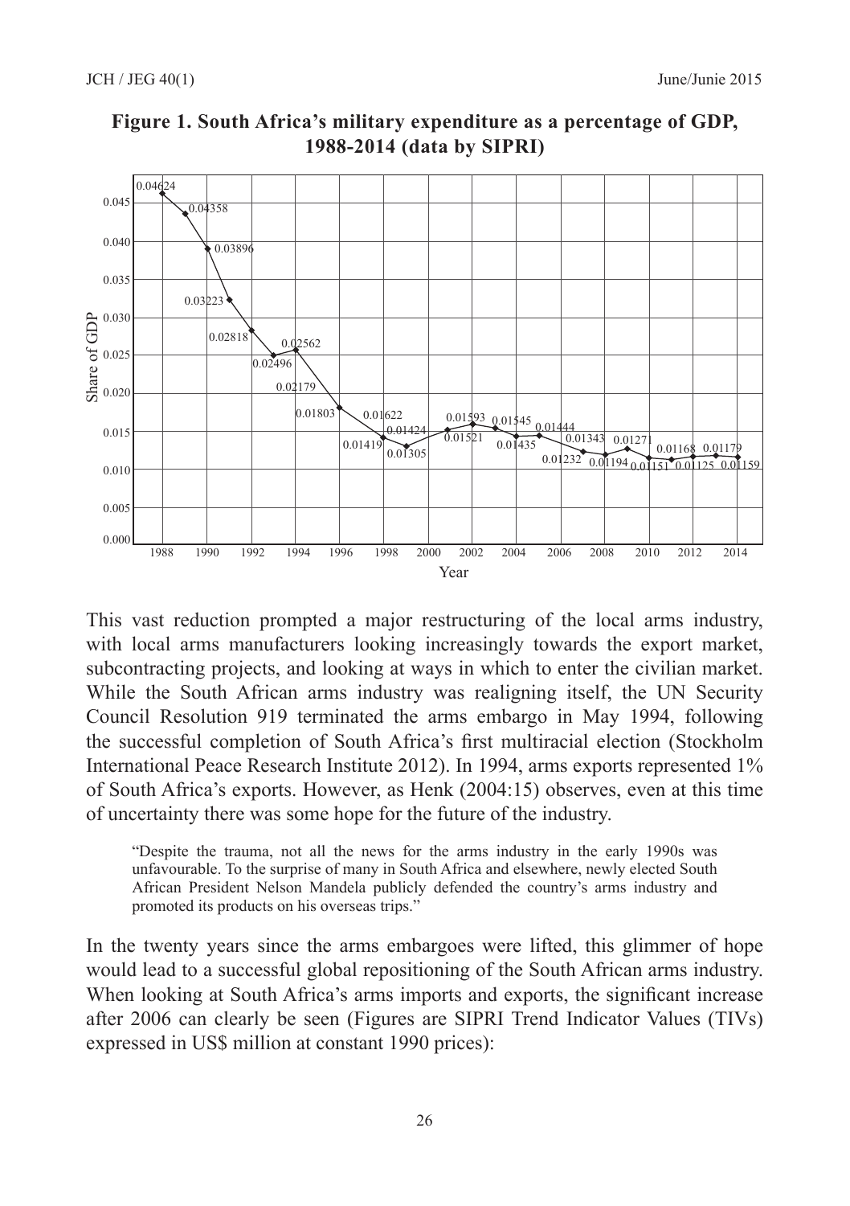**Figure 1. South Africa's military expenditure as a percentage of GDP, 1988-2014 (data by SIPRI)**

This vast reduction prompted a major restructuring of the local arms industry, with local arms manufacturers looking increasingly towards the export market, subcontracting projects, and looking at ways in which to enter the civilian market. While the South African arms industry was realigning itself, the UN Security Council Resolution 919 terminated the arms embargo in May 1994, following the successful completion of South Africa's first multiracial election (Stockholm International Peace Research Institute 2012). In 1994, arms exports represented 1% of South Africa's exports. However, as Henk (2004:15) observes, even at this time of uncertainty there was some hope for the future of the industry.

> "Despite the trauma, not all the news for the arms industry in the early 1990s was unfavourable. To the surprise of many in South Africa and elsewhere, newly elected South African President Nelson Mandela publicly defended the country's arms industry and promoted its products on his overseas trips."

In the twenty years since the arms embargoes were lifted, this glimmer of hope would lead to a successful global repositioning of the South African arms industry. When looking at South Africa's arms imports and exports, the significant increase after 2006 can clearly be seen (Figures are SIPRI Trend Indicator Values (TIVs) expressed in US$ million at constant 1990 prices):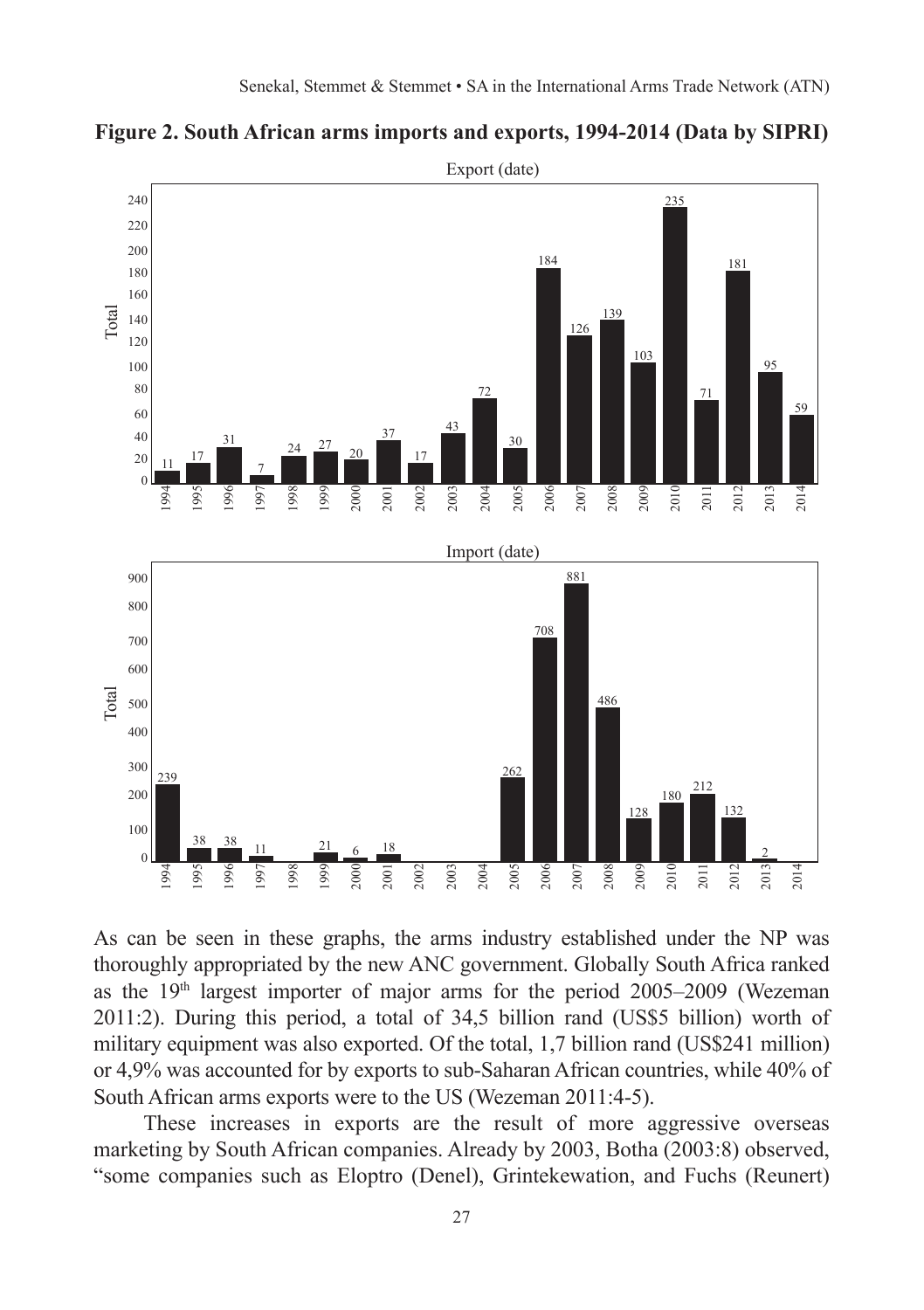**Figure 2. South African arms imports and exports, 1994-2014 (Data by SIPRI)**

As can be seen in these graphs, the arms industry established under the NP was thoroughly appropriated by the new ANC government. Globally South Africa ranked as the 19th largest importer of major arms for the period 2005–2009 (Wezeman 2011:2). During this period, a total of 34,5 billion rand (US$5 billion) worth of military equipment was also exported. Of the total, 1,7 billion rand (US$241 million) or 4,9% was accounted for by exports to sub-Saharan African countries, while 40% of South African arms exports were to the US (Wezeman 2011:4-5).

These increases in exports are the result of more aggressive overseas marketing by South African companies. Already by 2003, Botha (2003:8) observed, "some companies such as Eloptro (Denel), Grintekewation, and Fuchs (Reunert)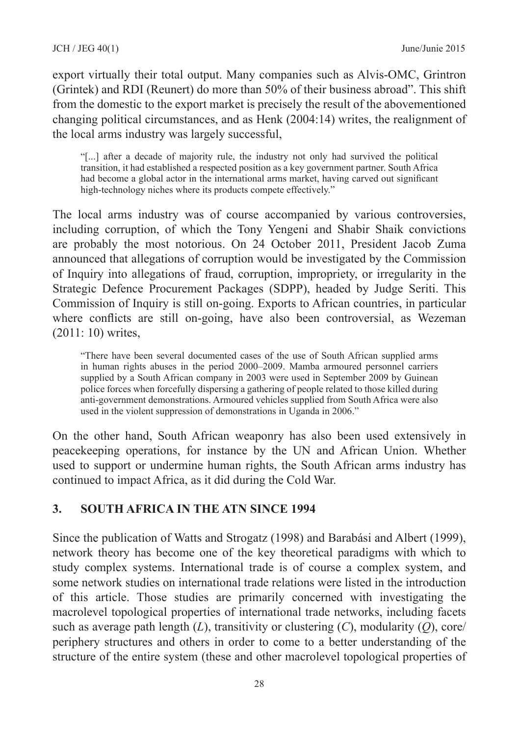export virtually their total output. Many companies such as Alvis-OMC, Grintron (Grintek) and RDI (Reunert) do more than 50% of their business abroad". This shift from the domestic to the export market is precisely the result of the abovementioned changing political circumstances, and as Henk (2004:14) writes, the realignment of the local arms industry was largely successful,

> "[...] after a decade of majority rule, the industry not only had survived the political transition, it had established a respected position as a key government partner. South Africa had become a global actor in the international arms market, having carved out significant high-technology niches where its products compete effectively."

The local arms industry was of course accompanied by various controversies, including corruption, of which the Tony Yengeni and Shabir Shaik convictions are probably the most notorious. On 24 October 2011, President Jacob Zuma announced that allegations of corruption would be investigated by the Commission of Inquiry into allegations of fraud, corruption, impropriety, or irregularity in the Strategic Defence Procurement Packages (SDPP), headed by Judge Seriti. This Commission of Inquiry is still on-going. Exports to African countries, in particular where conflicts are still on-going, have also been controversial, as Wezeman (2011: 10) writes,

> "There have been several documented cases of the use of South African supplied arms in human rights abuses in the period 2000–2009. Mamba armoured personnel carriers supplied by a South African company in 2003 were used in September 2009 by Guinean police forces when forcefully dispersing a gathering of people related to those killed during anti-government demonstrations. Armoured vehicles supplied from South Africa were also used in the violent suppression of demonstrations in Uganda in 2006."

On the other hand, South African weaponry has also been used extensively in peacekeeping operations, for instance by the UN and African Union. Whether used to support or undermine human rights, the South African arms industry has continued to impact Africa, as it did during the Cold War.

## 3. SOUTH AFRICA IN THE ATN SINCE 1994

Since the publication of Watts and Strogatz (1998) and Barabási and Albert (1999), network theory has become one of the key theoretical paradigms with which to study complex systems. International trade is of course a complex system, and some network studies on international trade relations were listed in the introduction of this article. Those studies are primarily concerned with investigating the macrolevel topological properties of international trade networks, including facets such as average path length ($L$), transitivity or clustering ($C$), modularity ($Q$), core/periphery structures and others in order to come to a better understanding of the structure of the entire system (these and other macrolevel topological properties of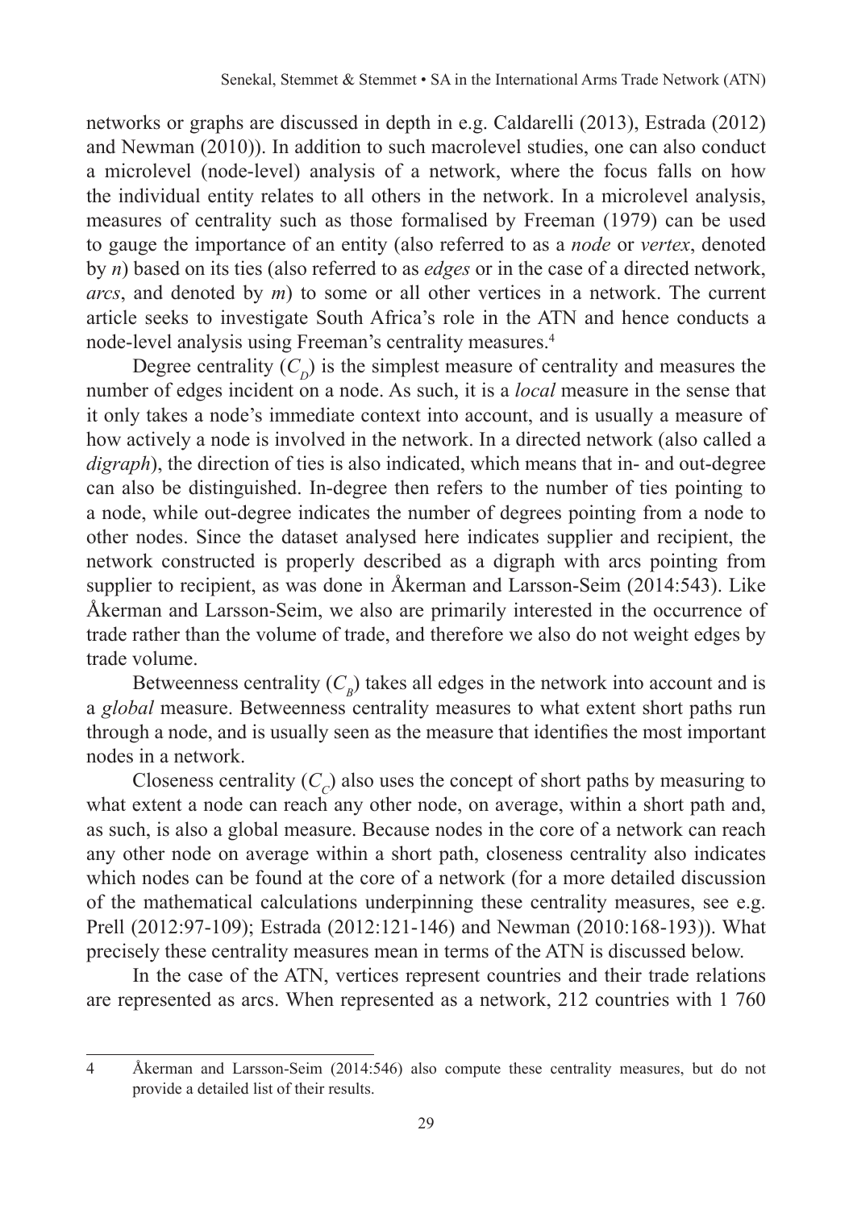networks or graphs are discussed in depth in e.g. Caldarelli (2013), Estrada (2012) and Newman (2010)). In addition to such macrolevel studies, one can also conduct a microlevel (node-level) analysis of a network, where the focus falls on how the individual entity relates to all others in the network. In a microlevel analysis, measures of centrality such as those formalised by Freeman (1979) can be used to gauge the importance of an entity (also referred to as a *node* or *vertex*, denoted by $n$) based on its ties (also referred to as *edges* or in the case of a directed network, *arcs*, and denoted by $m$) to some or all other vertices in a network. The current article seeks to investigate South Africa's role in the ATN and hence conducts a node-level analysis using Freeman's centrality measures.[4]

Degree centrality ($C_D$) is the simplest measure of centrality and measures the number of edges incident on a node. As such, it is a *local* measure in the sense that it only takes a node's immediate context into account, and is usually a measure of how actively a node is involved in the network. In a directed network (also called a *digraph*), the direction of ties is also indicated, which means that in- and out-degree can also be distinguished. In-degree then refers to the number of ties pointing to a node, while out-degree indicates the number of degrees pointing from a node to other nodes. Since the dataset analysed here indicates supplier and recipient, the network constructed is properly described as a digraph with arcs pointing from supplier to recipient, as was done in Åkerman and Larsson-Seim (2014:543). Like Åkerman and Larsson-Seim, we also are primarily interested in the occurrence of trade rather than the volume of trade, and therefore we also do not weight edges by trade volume.

Betweenness centrality ($C_B$) takes all edges in the network into account and is a *global* measure. Betweenness centrality measures to what extent short paths run through a node, and is usually seen as the measure that identifies the most important nodes in a network.

Closeness centrality ($C_C$) also uses the concept of short paths by measuring to what extent a node can reach any other node, on average, within a short path and, as such, is also a global measure. Because nodes in the core of a network can reach any other node on average within a short path, closeness centrality also indicates which nodes can be found at the core of a network (for a more detailed discussion of the mathematical calculations underpinning these centrality measures, see e.g. Prell (2012:97-109); Estrada (2012:121-146) and Newman (2010:168-193)). What precisely these centrality measures mean in terms of the ATN is discussed below.

In the case of the ATN, vertices represent countries and their trade relations are represented as arcs. When represented as a network, 212 countries with 1 760

---

4 Åkerman and Larsson-Seim (2014:546) also compute these centrality measures, but do not provide a detailed list of their results.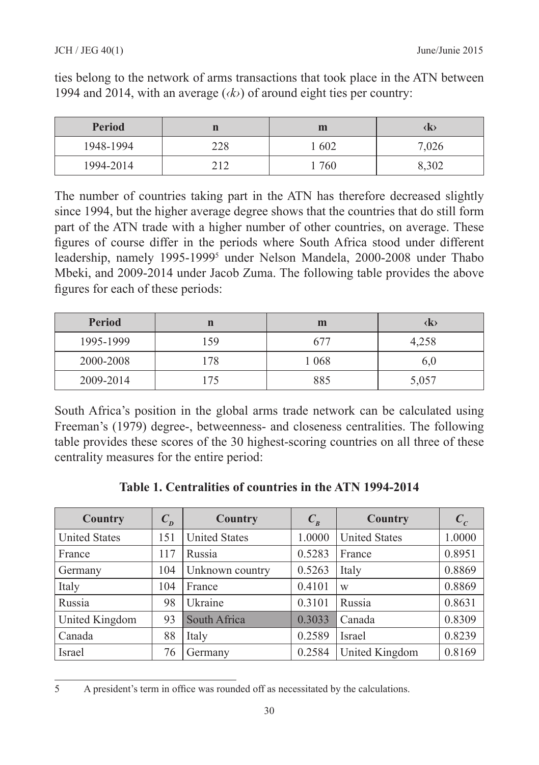ties belong to the network of arms transactions that took place in the ATN between 1994 and 2014, with an average (*‹k›*) of around eight ties per country:

| Period | n | m | ‹k› |
|---|---|---|---|
| 1948-1994 | 228 | 1 602 | 7,026 |
| 1994-2014 | 212 | 1 760 | 8,302 |

The number of countries taking part in the ATN has therefore decreased slightly since 1994, but the higher average degree shows that the countries that do still form part of the ATN trade with a higher number of other countries, on average. These figures of course differ in the periods where South Africa stood under different leadership, namely 1995-1999[5] under Nelson Mandela, 2000-2008 under Thabo Mbeki, and 2009-2014 under Jacob Zuma. The following table provides the above figures for each of these periods:

| Period | n | m | ‹k› |
|---|---|---|---|
| 1995-1999 | 159 | 677 | 4,258 |
| 2000-2008 | 178 | 1 068 | 6,0 |
| 2009-2014 | 175 | 885 | 5,057 |

South Africa's position in the global arms trade network can be calculated using Freeman's (1979) degree-, betweenness- and closeness centralities. The following table provides these scores of the 30 highest-scoring countries on all three of these centrality measures for the entire period:

**Table 1. Centralities of countries in the ATN 1994-2014**

| Country | $C_D$ | Country | $C_B$ | Country | $C_C$ |
|---|---|---|---|---|---|
| United States | 151 | United States | 1.0000 | United States | 1.0000 |
| France | 117 | Russia | 0.5283 | France | 0.8951 |
| Germany | 104 | Unknown country | 0.5263 | Italy | 0.8869 |
| Italy | 104 | France | 0.4101 | w | 0.8869 |
| Russia | 98 | Ukraine | 0.3101 | Russia | 0.8631 |
| United Kingdom | 93 | South Africa | 0.3033 | Canada | 0.8309 |
| Canada | 88 | Italy | 0.2589 | Israel | 0.8239 |
| Israel | 76 | Germany | 0.2584 | United Kingdom | 0.8169 |

5 A president's term in office was rounded off as necessitated by the calculations.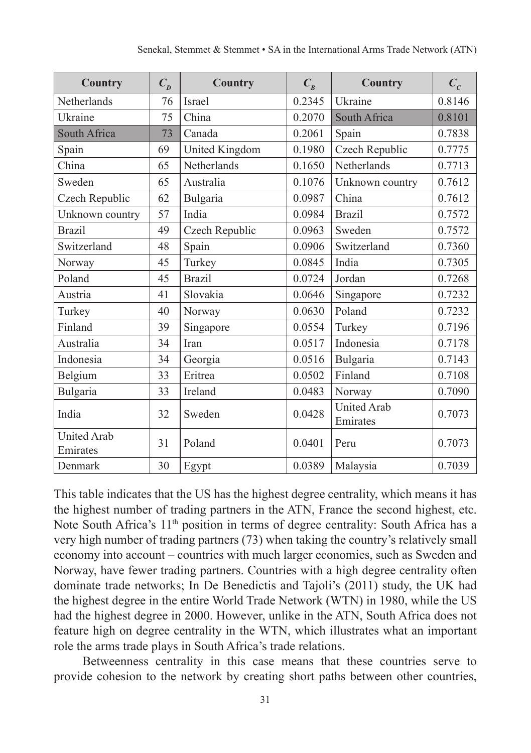| Country | $C_D$ | Country | $C_B$ | Country | $C_C$ |
|---|---|---|---|---|---|
| Netherlands | 76 | Israel | 0.2345 | Ukraine | 0.8146 |
| Ukraine | 75 | China | 0.2070 | South Africa | 0.8101 |
| South Africa | 73 | Canada | 0.2061 | Spain | 0.7838 |
| Spain | 69 | United Kingdom | 0.1980 | Czech Republic | 0.7775 |
| China | 65 | Netherlands | 0.1650 | Netherlands | 0.7713 |
| Sweden | 65 | Australia | 0.1076 | Unknown country | 0.7612 |
| Czech Republic | 62 | Bulgaria | 0.0987 | China | 0.7612 |
| Unknown country | 57 | India | 0.0984 | Brazil | 0.7572 |
| Brazil | 49 | Czech Republic | 0.0963 | Sweden | 0.7572 |
| Switzerland | 48 | Spain | 0.0906 | Switzerland | 0.7360 |
| Norway | 45 | Turkey | 0.0845 | India | 0.7305 |
| Poland | 45 | Brazil | 0.0724 | Jordan | 0.7268 |
| Austria | 41 | Slovakia | 0.0646 | Singapore | 0.7232 |
| Turkey | 40 | Norway | 0.0630 | Poland | 0.7232 |
| Finland | 39 | Singapore | 0.0554 | Turkey | 0.7196 |
| Australia | 34 | Iran | 0.0517 | Indonesia | 0.7178 |
| Indonesia | 34 | Georgia | 0.0516 | Bulgaria | 0.7143 |
| Belgium | 33 | Eritrea | 0.0502 | Finland | 0.7108 |
| Bulgaria | 33 | Ireland | 0.0483 | Norway | 0.7090 |
| India | 32 | Sweden | 0.0428 | United Arab Emirates | 0.7073 |
| United Arab Emirates | 31 | Poland | 0.0401 | Peru | 0.7073 |
| Denmark | 30 | Egypt | 0.0389 | Malaysia | 0.7039 |

This table indicates that the US has the highest degree centrality, which means it has the highest number of trading partners in the ATN, France the second highest, etc. Note South Africa's 11th position in terms of degree centrality: South Africa has a very high number of trading partners (73) when taking the country's relatively small economy into account – countries with much larger economies, such as Sweden and Norway, have fewer trading partners. Countries with a high degree centrality often dominate trade networks; In De Benedictis and Tajoli's (2011) study, the UK had the highest degree in the entire World Trade Network (WTN) in 1980, while the US had the highest degree in 2000. However, unlike in the ATN, South Africa does not feature high on degree centrality in the WTN, which illustrates what an important role the arms trade plays in South Africa's trade relations.

Betweenness centrality in this case means that these countries serve to provide cohesion to the network by creating short paths between other countries,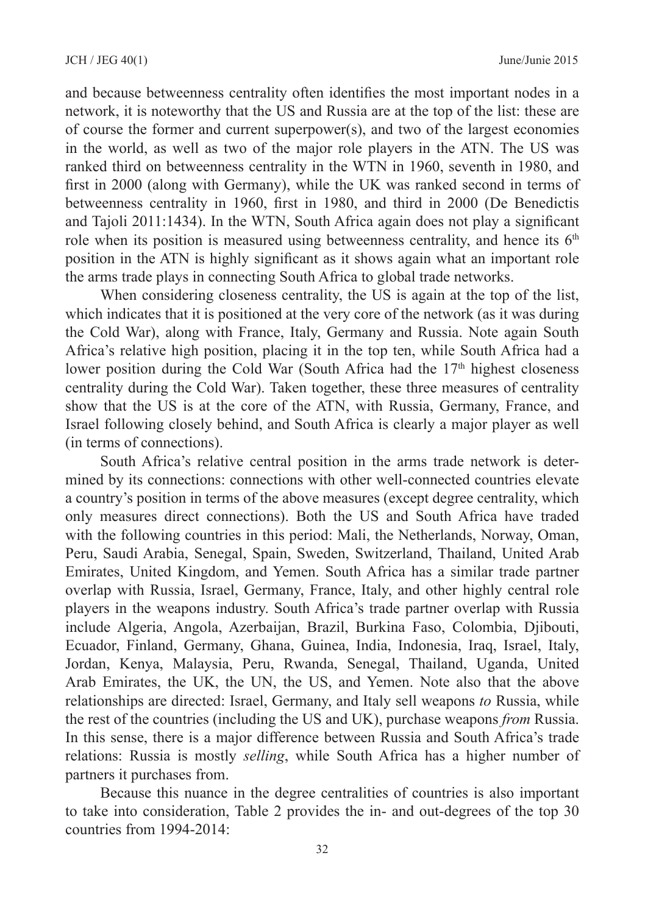and because betweenness centrality often identifies the most important nodes in a network, it is noteworthy that the US and Russia are at the top of the list: these are of course the former and current superpower(s), and two of the largest economies in the world, as well as two of the major role players in the ATN. The US was ranked third on betweenness centrality in the WTN in 1960, seventh in 1980, and first in 2000 (along with Germany), while the UK was ranked second in terms of betweenness centrality in 1960, first in 1980, and third in 2000 (De Benedictis and Tajoli 2011:1434). In the WTN, South Africa again does not play a significant role when its position is measured using betweenness centrality, and hence its 6th position in the ATN is highly significant as it shows again what an important role the arms trade plays in connecting South Africa to global trade networks.

When considering closeness centrality, the US is again at the top of the list, which indicates that it is positioned at the very core of the network (as it was during the Cold War), along with France, Italy, Germany and Russia. Note again South Africa's relative high position, placing it in the top ten, while South Africa had a lower position during the Cold War (South Africa had the 17th highest closeness centrality during the Cold War). Taken together, these three measures of centrality show that the US is at the core of the ATN, with Russia, Germany, France, and Israel following closely behind, and South Africa is clearly a major player as well (in terms of connections).

South Africa's relative central position in the arms trade network is determined by its connections: connections with other well-connected countries elevate a country's position in terms of the above measures (except degree centrality, which only measures direct connections). Both the US and South Africa have traded with the following countries in this period: Mali, the Netherlands, Norway, Oman, Peru, Saudi Arabia, Senegal, Spain, Sweden, Switzerland, Thailand, United Arab Emirates, United Kingdom, and Yemen. South Africa has a similar trade partner overlap with Russia, Israel, Germany, France, Italy, and other highly central role players in the weapons industry. South Africa's trade partner overlap with Russia include Algeria, Angola, Azerbaijan, Brazil, Burkina Faso, Colombia, Djibouti, Ecuador, Finland, Germany, Ghana, Guinea, India, Indonesia, Iraq, Israel, Italy, Jordan, Kenya, Malaysia, Peru, Rwanda, Senegal, Thailand, Uganda, United Arab Emirates, the UK, the UN, the US, and Yemen. Note also that the above relationships are directed: Israel, Germany, and Italy sell weapons *to* Russia, while the rest of the countries (including the US and UK), purchase weapons *from* Russia. In this sense, there is a major difference between Russia and South Africa's trade relations: Russia is mostly *selling*, while South Africa has a higher number of partners it purchases from.

Because this nuance in the degree centralities of countries is also important to take into consideration, Table 2 provides the in- and out-degrees of the top 30 countries from 1994-2014: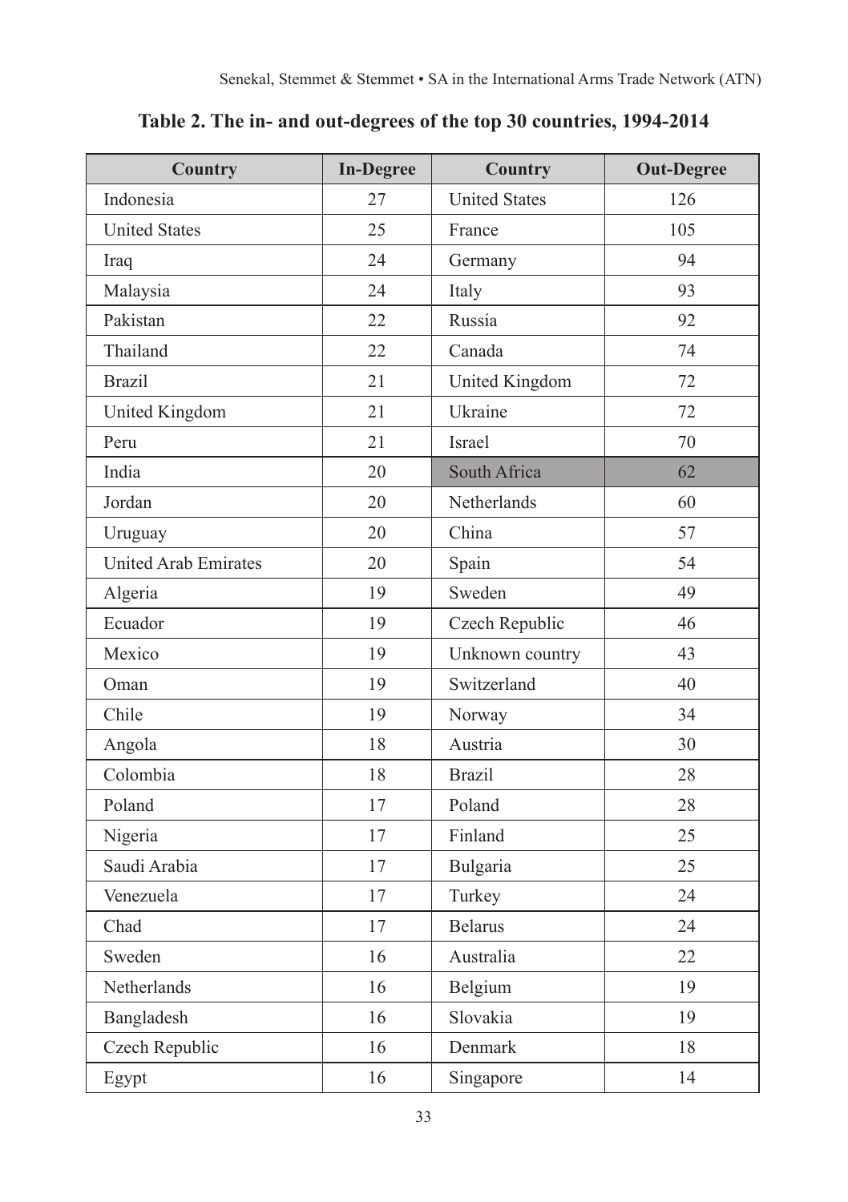**Table 2. The in- and out-degrees of the top 30 countries, 1994-2014**

| Country | In-Degree | Country | Out-Degree |
|---|---|---|---|
| Indonesia | 27 | United States | 126 |
| United States | 25 | France | 105 |
| Iraq | 24 | Germany | 94 |
| Malaysia | 24 | Italy | 93 |
| Pakistan | 22 | Russia | 92 |
| Thailand | 22 | Canada | 74 |
| Brazil | 21 | United Kingdom | 72 |
| United Kingdom | 21 | Ukraine | 72 |
| Peru | 21 | Israel | 70 |
| India | 20 | South Africa | 62 |
| Jordan | 20 | Netherlands | 60 |
| Uruguay | 20 | China | 57 |
| United Arab Emirates | 20 | Spain | 54 |
| Algeria | 19 | Sweden | 49 |
| Ecuador | 19 | Czech Republic | 46 |
| Mexico | 19 | Unknown country | 43 |
| Oman | 19 | Switzerland | 40 |
| Chile | 19 | Norway | 34 |
| Angola | 18 | Austria | 30 |
| Colombia | 18 | Brazil | 28 |
| Poland | 17 | Poland | 28 |
| Nigeria | 17 | Finland | 25 |
| Saudi Arabia | 17 | Bulgaria | 25 |
| Venezuela | 17 | Turkey | 24 |
| Chad | 17 | Belarus | 24 |
| Sweden | 16 | Australia | 22 |
| Netherlands | 16 | Belgium | 19 |
| Bangladesh | 16 | Slovakia | 19 |
| Czech Republic | 16 | Denmark | 18 |
| Egypt | 16 | Singapore | 14 |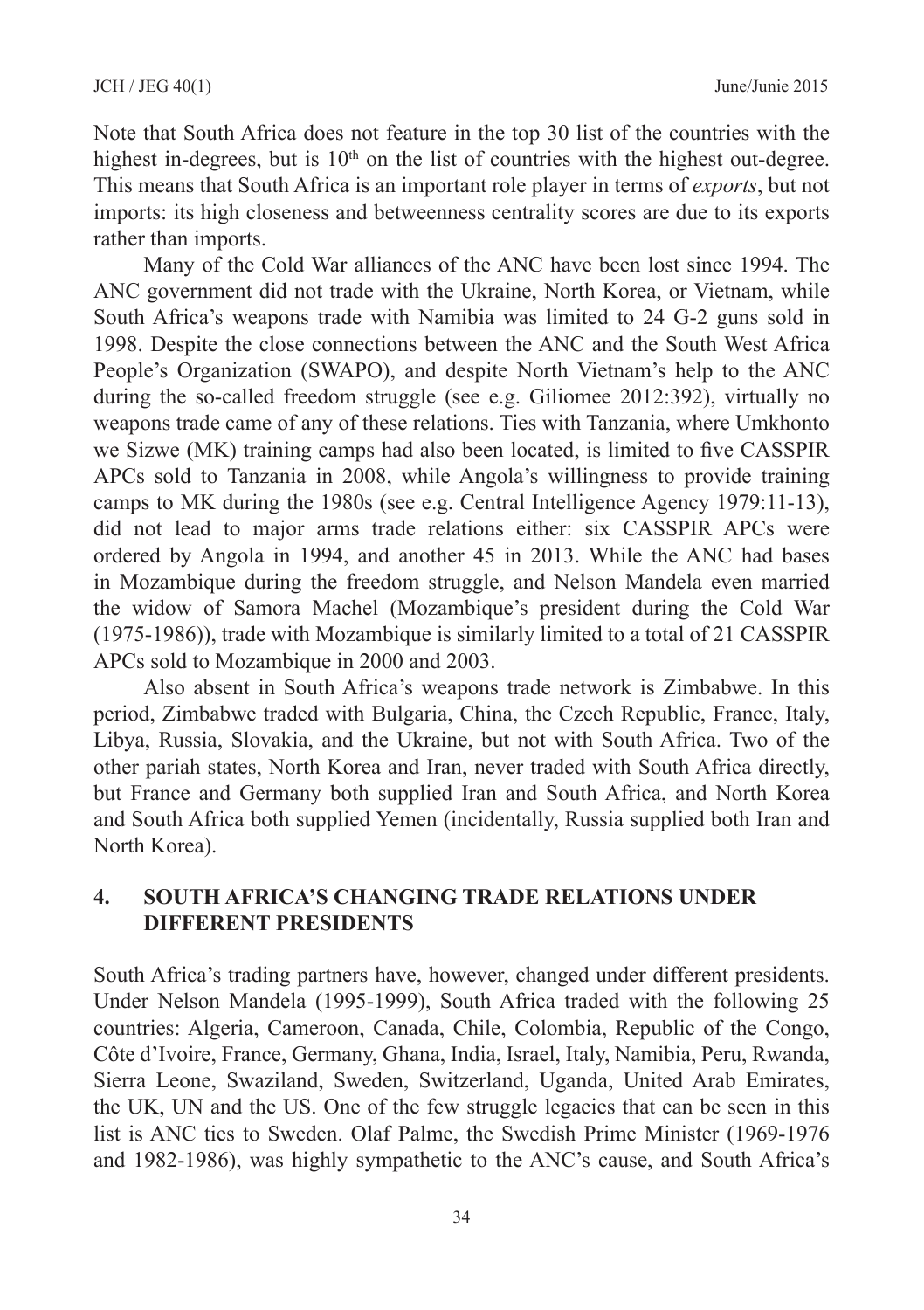Note that South Africa does not feature in the top 30 list of the countries with the highest in-degrees, but is 10th on the list of countries with the highest out-degree. This means that South Africa is an important role player in terms of *exports*, but not imports: its high closeness and betweenness centrality scores are due to its exports rather than imports.

Many of the Cold War alliances of the ANC have been lost since 1994. The ANC government did not trade with the Ukraine, North Korea, or Vietnam, while South Africa's weapons trade with Namibia was limited to 24 G-2 guns sold in 1998. Despite the close connections between the ANC and the South West Africa People's Organization (SWAPO), and despite North Vietnam's help to the ANC during the so-called freedom struggle (see e.g. Giliomee 2012:392), virtually no weapons trade came of any of these relations. Ties with Tanzania, where Umkhonto we Sizwe (MK) training camps had also been located, is limited to five CASSPIR APCs sold to Tanzania in 2008, while Angola's willingness to provide training camps to MK during the 1980s (see e.g. Central Intelligence Agency 1979:11-13), did not lead to major arms trade relations either: six CASSPIR APCs were ordered by Angola in 1994, and another 45 in 2013. While the ANC had bases in Mozambique during the freedom struggle, and Nelson Mandela even married the widow of Samora Machel (Mozambique's president during the Cold War (1975-1986)), trade with Mozambique is similarly limited to a total of 21 CASSPIR APCs sold to Mozambique in 2000 and 2003.

Also absent in South Africa's weapons trade network is Zimbabwe. In this period, Zimbabwe traded with Bulgaria, China, the Czech Republic, France, Italy, Libya, Russia, Slovakia, and the Ukraine, but not with South Africa. Two of the other pariah states, North Korea and Iran, never traded with South Africa directly, but France and Germany both supplied Iran and South Africa, and North Korea and South Africa both supplied Yemen (incidentally, Russia supplied both Iran and North Korea).

## 4. SOUTH AFRICA'S CHANGING TRADE RELATIONS UNDER DIFFERENT PRESIDENTS

South Africa's trading partners have, however, changed under different presidents. Under Nelson Mandela (1995-1999), South Africa traded with the following 25 countries: Algeria, Cameroon, Canada, Chile, Colombia, Republic of the Congo, Côte d'Ivoire, France, Germany, Ghana, India, Israel, Italy, Namibia, Peru, Rwanda, Sierra Leone, Swaziland, Sweden, Switzerland, Uganda, United Arab Emirates, the UK, UN and the US. One of the few struggle legacies that can be seen in this list is ANC ties to Sweden. Olaf Palme, the Swedish Prime Minister (1969-1976 and 1982-1986), was highly sympathetic to the ANC's cause, and South Africa's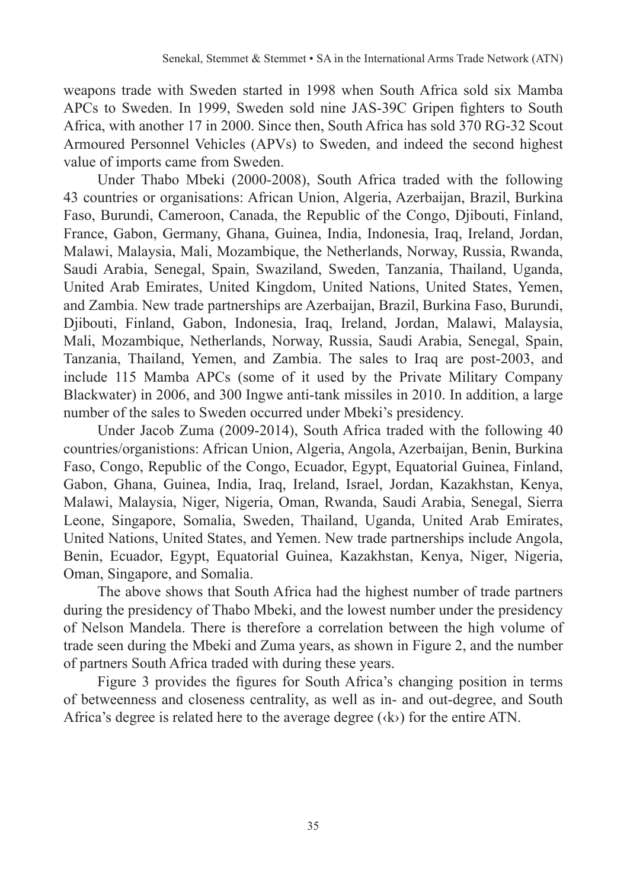weapons trade with Sweden started in 1998 when South Africa sold six Mamba APCs to Sweden. In 1999, Sweden sold nine JAS-39C Gripen fighters to South Africa, with another 17 in 2000. Since then, South Africa has sold 370 RG-32 Scout Armoured Personnel Vehicles (APVs) to Sweden, and indeed the second highest value of imports came from Sweden.

Under Thabo Mbeki (2000-2008), South Africa traded with the following 43 countries or organisations: African Union, Algeria, Azerbaijan, Brazil, Burkina Faso, Burundi, Cameroon, Canada, the Republic of the Congo, Djibouti, Finland, France, Gabon, Germany, Ghana, Guinea, India, Indonesia, Iraq, Ireland, Jordan, Malawi, Malaysia, Mali, Mozambique, the Netherlands, Norway, Russia, Rwanda, Saudi Arabia, Senegal, Spain, Swaziland, Sweden, Tanzania, Thailand, Uganda, United Arab Emirates, United Kingdom, United Nations, United States, Yemen, and Zambia. New trade partnerships are Azerbaijan, Brazil, Burkina Faso, Burundi, Djibouti, Finland, Gabon, Indonesia, Iraq, Ireland, Jordan, Malawi, Malaysia, Mali, Mozambique, Netherlands, Norway, Russia, Saudi Arabia, Senegal, Spain, Tanzania, Thailand, Yemen, and Zambia. The sales to Iraq are post-2003, and include 115 Mamba APCs (some of it used by the Private Military Company Blackwater) in 2006, and 300 Ingwe anti-tank missiles in 2010. In addition, a large number of the sales to Sweden occurred under Mbeki's presidency.

Under Jacob Zuma (2009-2014), South Africa traded with the following 40 countries/organistions: African Union, Algeria, Angola, Azerbaijan, Benin, Burkina Faso, Congo, Republic of the Congo, Ecuador, Egypt, Equatorial Guinea, Finland, Gabon, Ghana, Guinea, India, Iraq, Ireland, Israel, Jordan, Kazakhstan, Kenya, Malawi, Malaysia, Niger, Nigeria, Oman, Rwanda, Saudi Arabia, Senegal, Sierra Leone, Singapore, Somalia, Sweden, Thailand, Uganda, United Arab Emirates, United Nations, United States, and Yemen. New trade partnerships include Angola, Benin, Ecuador, Egypt, Equatorial Guinea, Kazakhstan, Kenya, Niger, Nigeria, Oman, Singapore, and Somalia.

The above shows that South Africa had the highest number of trade partners during the presidency of Thabo Mbeki, and the lowest number under the presidency of Nelson Mandela. There is therefore a correlation between the high volume of trade seen during the Mbeki and Zuma years, as shown in Figure 2, and the number of partners South Africa traded with during these years.

Figure 3 provides the figures for South Africa's changing position in terms of betweenness and closeness centrality, as well as in- and out-degree, and South Africa's degree is related here to the average degree (‹k›) for the entire ATN.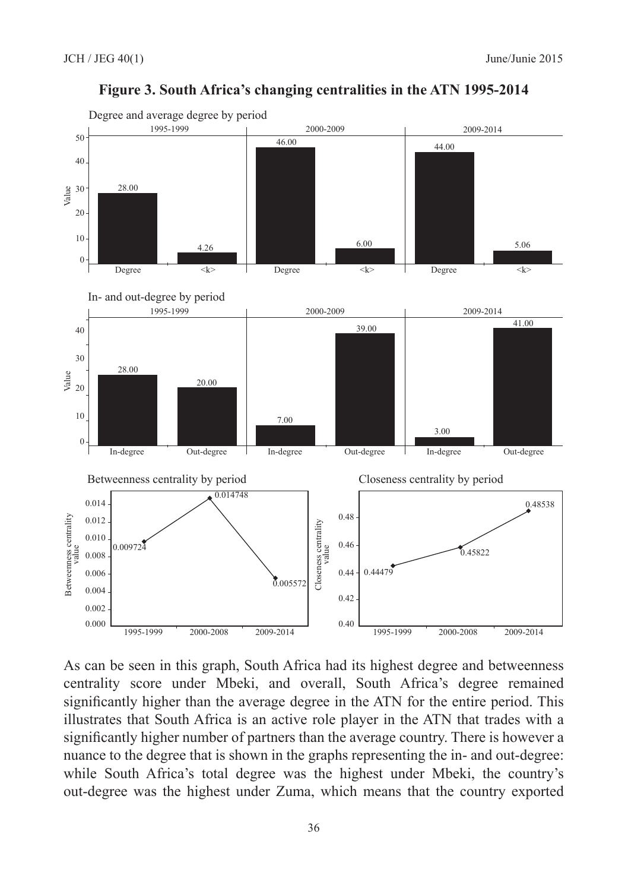**Figure 3. South Africa's changing centralities in the ATN 1995-2014**

Degree and average degree by period

| | 1995-1999 | | 2000-2009 | | 2009-2014 | |
|---|---|---|---|---|---|---|
| | Degree | <k> | Degree | <k> | Degree | <k> |
| Value | 28.00 | 4.26 | 46.00 | 6.00 | 44.00 | 5.06 |

In- and out-degree by period

| | 1995-1999 | | 2000-2009 | | 2009-2014 | |
|---|---|---|---|---|---|---|
| | In-degree | Out-degree | In-degree | Out-degree | In-degree | Out-degree |
| Value | 28.00 | 20.00 | 7.00 | 39.00 | 3.00 | 41.00 |

Betweenness centrality by period

| | 1995-1999 | 2000-2008 | 2009-2014 |
|---|---|---|---|
| Betweenness centrality value | 0.009724 | 0.014748 | 0.005572 |

Closeness centrality by period

| | 1995-1999 | 2000-2008 | 2009-2014 |
|---|---|---|---|
| Closeness centrality value | 0.44479 | 0.45822 | 0.48538 |

As can be seen in this graph, South Africa had its highest degree and betweenness centrality score under Mbeki, and overall, South Africa's degree remained significantly higher than the average degree in the ATN for the entire period. This illustrates that South Africa is an active role player in the ATN that trades with a significantly higher number of partners than the average country. There is however a nuance to the degree that is shown in the graphs representing the in- and out-degree: while South Africa's total degree was the highest under Mbeki, the country's out-degree was the highest under Zuma, which means that the country exported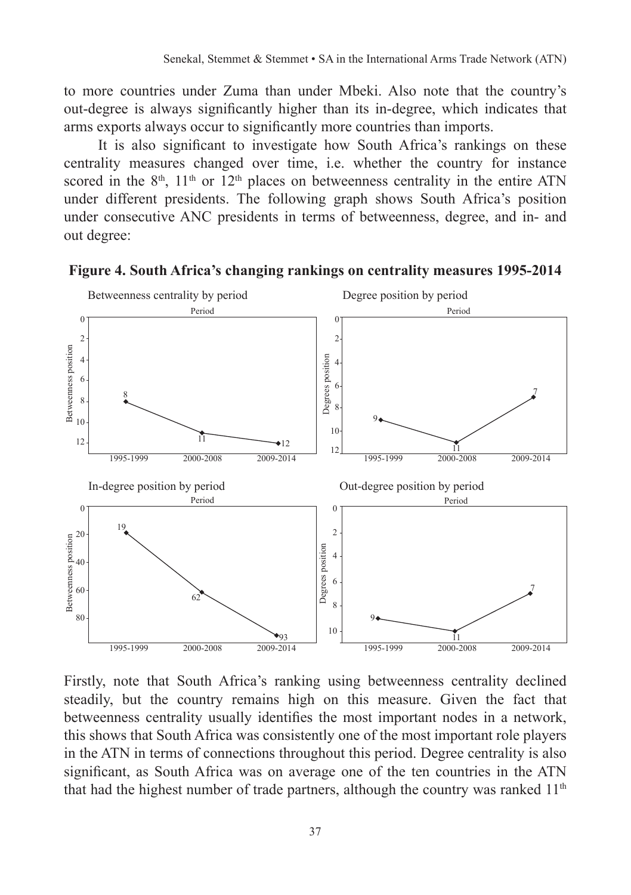to more countries under Zuma than under Mbeki. Also note that the country's out-degree is always significantly higher than its in-degree, which indicates that arms exports always occur to significantly more countries than imports.

It is also significant to investigate how South Africa's rankings on these centrality measures changed over time, i.e. whether the country for instance scored in the 8th, 11th or 12th places on betweenness centrality in the entire ATN under different presidents. The following graph shows South Africa's position under consecutive ANC presidents in terms of betweenness, degree, and in- and out degree:

**Figure 4. South Africa's changing rankings on centrality measures 1995-2014**

Firstly, note that South Africa's ranking using betweenness centrality declined steadily, but the country remains high on this measure. Given the fact that betweenness centrality usually identifies the most important nodes in a network, this shows that South Africa was consistently one of the most important role players in the ATN in terms of connections throughout this period. Degree centrality is also significant, as South Africa was on average one of the ten countries in the ATN that had the highest number of trade partners, although the country was ranked 11th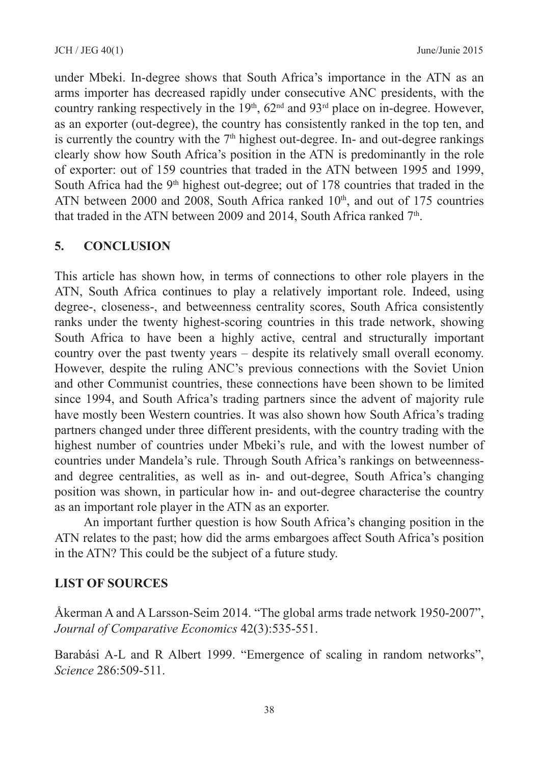under Mbeki. In-degree shows that South Africa's importance in the ATN as an arms importer has decreased rapidly under consecutive ANC presidents, with the country ranking respectively in the 19th, 62nd and 93rd place on in-degree. However, as an exporter (out-degree), the country has consistently ranked in the top ten, and is currently the country with the 7th highest out-degree. In- and out-degree rankings clearly show how South Africa's position in the ATN is predominantly in the role of exporter: out of 159 countries that traded in the ATN between 1995 and 1999, South Africa had the 9th highest out-degree; out of 178 countries that traded in the ATN between 2000 and 2008, South Africa ranked 10th, and out of 175 countries that traded in the ATN between 2009 and 2014, South Africa ranked 7th.

## 5. CONCLUSION

This article has shown how, in terms of connections to other role players in the ATN, South Africa continues to play a relatively important role. Indeed, using degree-, closeness-, and betweenness centrality scores, South Africa consistently ranks under the twenty highest-scoring countries in this trade network, showing South Africa to have been a highly active, central and structurally important country over the past twenty years – despite its relatively small overall economy. However, despite the ruling ANC's previous connections with the Soviet Union and other Communist countries, these connections have been shown to be limited since 1994, and South Africa's trading partners since the advent of majority rule have mostly been Western countries. It was also shown how South Africa's trading partners changed under three different presidents, with the country trading with the highest number of countries under Mbeki's rule, and with the lowest number of countries under Mandela's rule. Through South Africa's rankings on betweenness- and degree centralities, as well as in- and out-degree, South Africa's changing position was shown, in particular how in- and out-degree characterise the country as an important role player in the ATN as an exporter.

An important further question is how South Africa's changing position in the ATN relates to the past; how did the arms embargoes affect South Africa's position in the ATN? This could be the subject of a future study.

## LIST OF SOURCES

Åkerman A and A Larsson-Seim 2014. "The global arms trade network 1950-2007", *Journal of Comparative Economics* 42(3):535-551.

Barabási A-L and R Albert 1999. "Emergence of scaling in random networks", *Science* 286:509-511.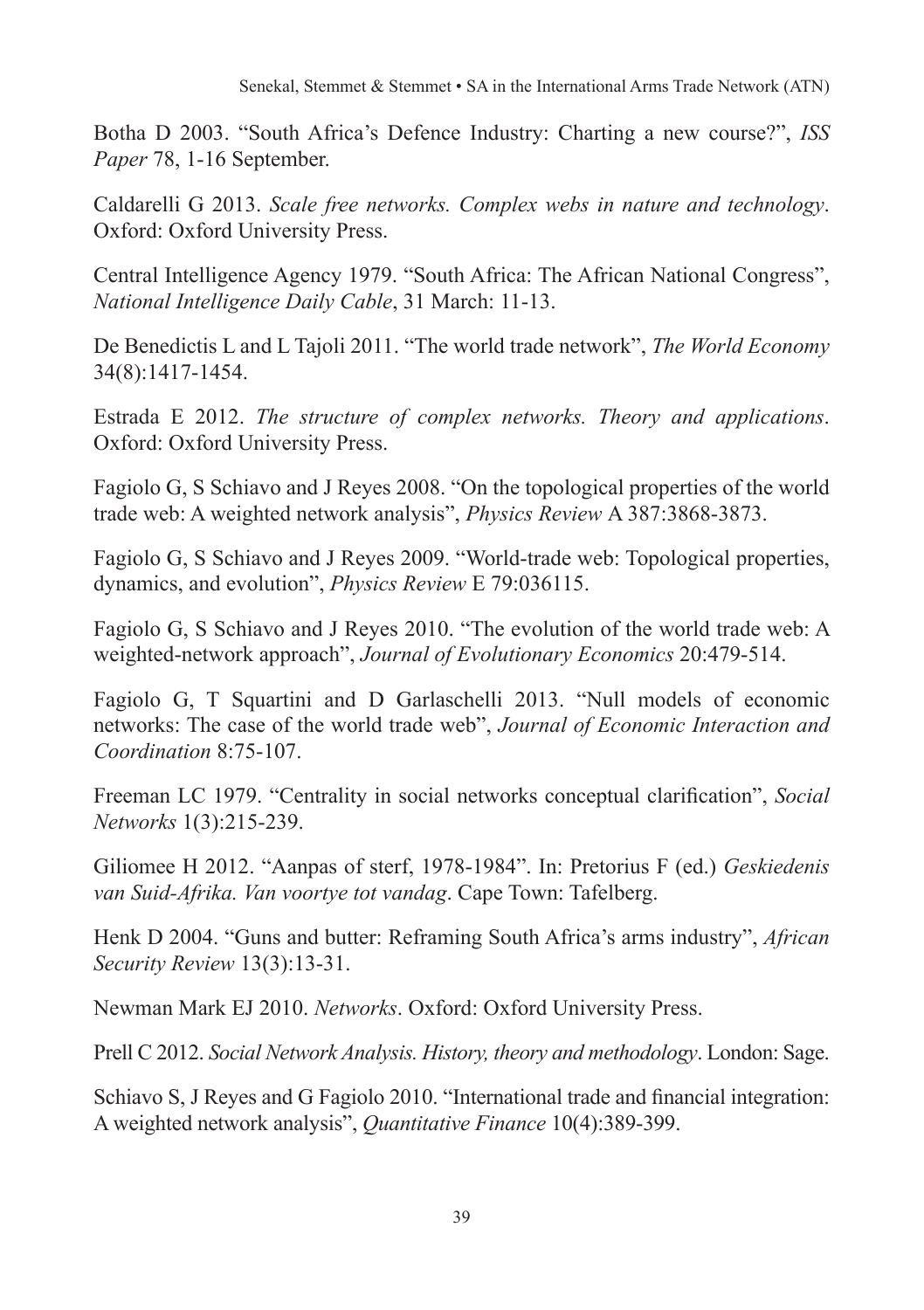Botha D 2003. "South Africa's Defence Industry: Charting a new course?", *ISS Paper* 78, 1-16 September.

Caldarelli G 2013. *Scale free networks. Complex webs in nature and technology*. Oxford: Oxford University Press.

Central Intelligence Agency 1979. "South Africa: The African National Congress", *National Intelligence Daily Cable*, 31 March: 11-13.

De Benedictis L and L Tajoli 2011. "The world trade network", *The World Economy* 34(8):1417-1454.

Estrada E 2012. *The structure of complex networks. Theory and applications*. Oxford: Oxford University Press.

Fagiolo G, S Schiavo and J Reyes 2008. "On the topological properties of the world trade web: A weighted network analysis", *Physics Review* A 387:3868-3873.

Fagiolo G, S Schiavo and J Reyes 2009. "World-trade web: Topological properties, dynamics, and evolution", *Physics Review* E 79:036115.

Fagiolo G, S Schiavo and J Reyes 2010. "The evolution of the world trade web: A weighted-network approach", *Journal of Evolutionary Economics* 20:479-514.

Fagiolo G, T Squartini and D Garlaschelli 2013. "Null models of economic networks: The case of the world trade web", *Journal of Economic Interaction and Coordination* 8:75-107.

Freeman LC 1979. "Centrality in social networks conceptual clarification", *Social Networks* 1(3):215-239.

Giliomee H 2012. "Aanpas of sterf, 1978-1984". In: Pretorius F (ed.) *Geskiedenis van Suid-Afrika. Van voortye tot vandag*. Cape Town: Tafelberg.

Henk D 2004. "Guns and butter: Reframing South Africa's arms industry", *African Security Review* 13(3):13-31.

Newman Mark EJ 2010. *Networks*. Oxford: Oxford University Press.

Prell C 2012. *Social Network Analysis. History, theory and methodology*. London: Sage.

Schiavo S, J Reyes and G Fagiolo 2010. "International trade and financial integration: A weighted network analysis", *Quantitative Finance* 10(4):389-399.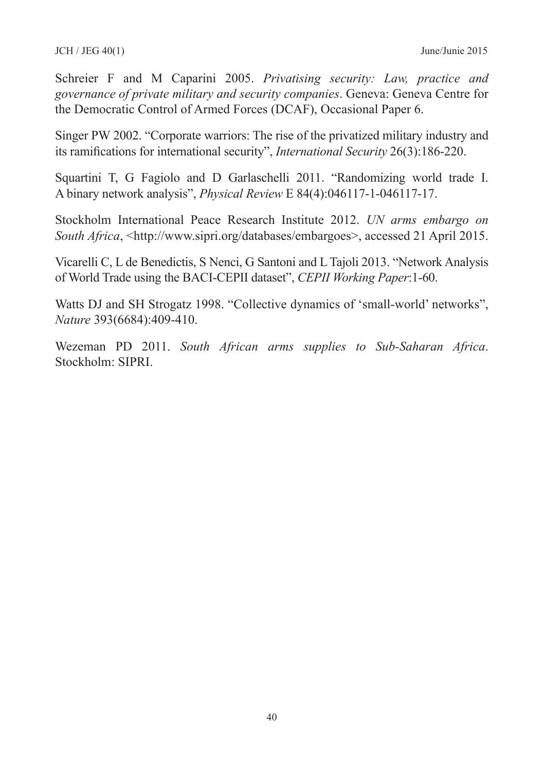Schreier F and M Caparini 2005. *Privatising security: Law, practice and governance of private military and security companies*. Geneva: Geneva Centre for the Democratic Control of Armed Forces (DCAF), Occasional Paper 6.

Singer PW 2002. "Corporate warriors: The rise of the privatized military industry and its ramifications for international security", *International Security* 26(3):186-220.

Squartini T, G Fagiolo and D Garlaschelli 2011. "Randomizing world trade I. A binary network analysis", *Physical Review* E 84(4):046117-1-046117-17.

Stockholm International Peace Research Institute 2012. *UN arms embargo on South Africa*, <http://www.sipri.org/databases/embargoes>, accessed 21 April 2015.

Vicarelli C, L de Benedictis, S Nenci, G Santoni and L Tajoli 2013. "Network Analysis of World Trade using the BACI-CEPII dataset", *CEPII Working Paper*:1-60.

Watts DJ and SH Strogatz 1998. "Collective dynamics of 'small-world' networks", *Nature* 393(6684):409-410.

Wezeman PD 2011. *South African arms supplies to Sub-Saharan Africa*. Stockholm: SIPRI.